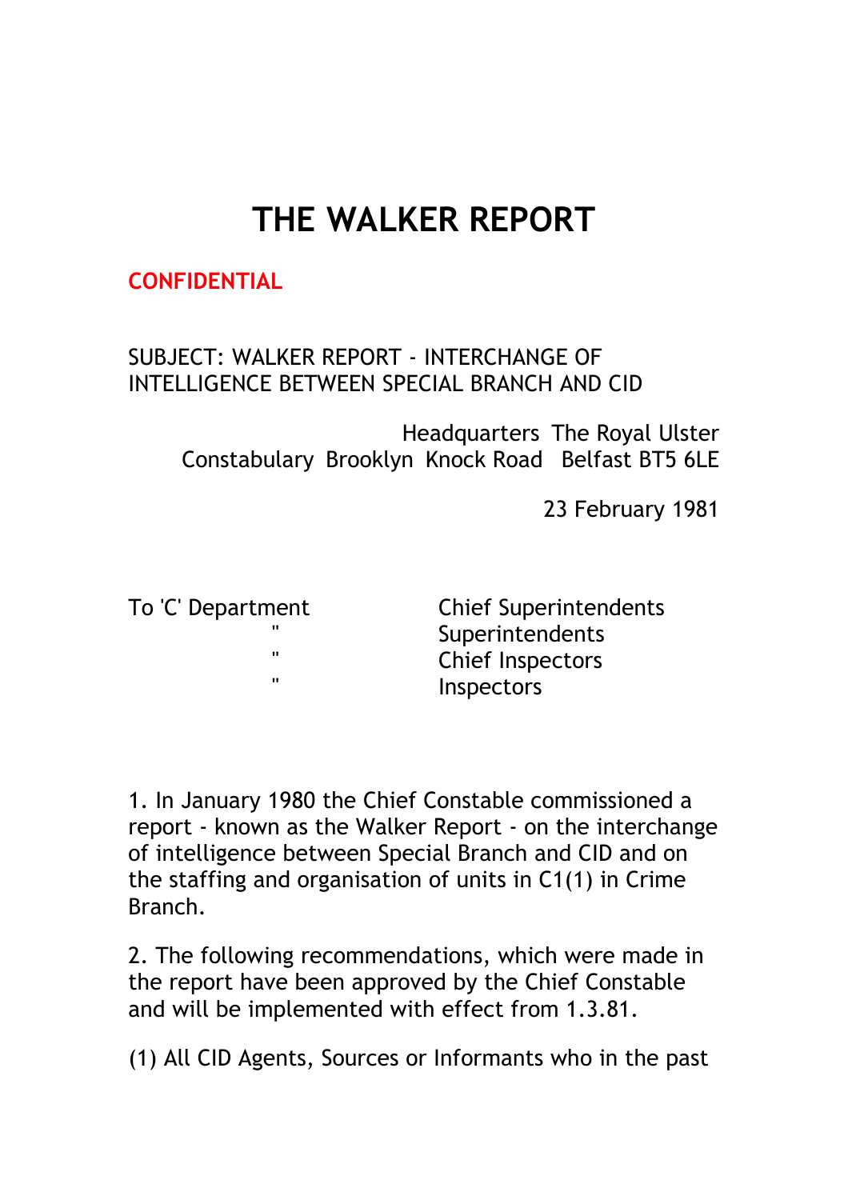# THE WALKER REPORT

**CONFIDENTIAL**

SUBJECT: WALKER REPORT - INTERCHANGE OF INTELLIGENCE BETWEEN SPECIAL BRANCH AND CID

Headquarters The Royal Ulster Constabulary Brooklyn Knock Road Belfast BT5 6LE

23 February 1981

| | |
|---|---|
| To 'C' Department | Chief Superintendents |
| " | Superintendents |
| " | Chief Inspectors |
| " | Inspectors |

1. In January 1980 the Chief Constable commissioned a report - known as the Walker Report - on the interchange of intelligence between Special Branch and CID and on the staffing and organisation of units in C1(1) in Crime Branch.

2. The following recommendations, which were made in the report have been approved by the Chief Constable and will be implemented with effect from 1.3.81.

(1) All CID Agents, Sources or Informants who in the past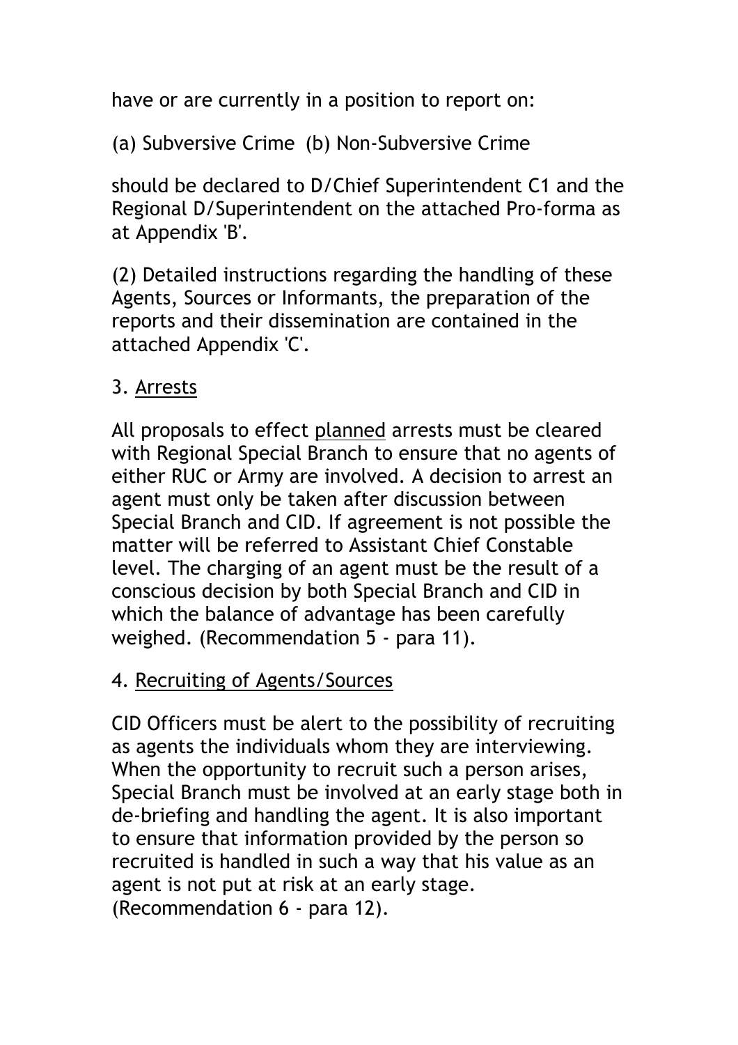have or are currently in a position to report on:

(a) Subversive Crime (b) Non-Subversive Crime

should be declared to D/Chief Superintendent C1 and the Regional D/Superintendent on the attached Pro-forma as at Appendix 'B'.

(2) Detailed instructions regarding the handling of these Agents, Sources or Informants, the preparation of the reports and their dissemination are contained in the attached Appendix 'C'.

3. <u>Arrests</u>

All proposals to effect <u>planned</u> arrests must be cleared with Regional Special Branch to ensure that no agents of either RUC or Army are involved. A decision to arrest an agent must only be taken after discussion between Special Branch and CID. If agreement is not possible the matter will be referred to Assistant Chief Constable level. The charging of an agent must be the result of a conscious decision by both Special Branch and CID in which the balance of advantage has been carefully weighed. (Recommendation 5 - para 11).

4. <u>Recruiting of Agents/Sources</u>

CID Officers must be alert to the possibility of recruiting as agents the individuals whom they are interviewing. When the opportunity to recruit such a person arises, Special Branch must be involved at an early stage both in de-briefing and handling the agent. It is also important to ensure that information provided by the person so recruited is handled in such a way that his value as an agent is not put at risk at an early stage. (Recommendation 6 - para 12).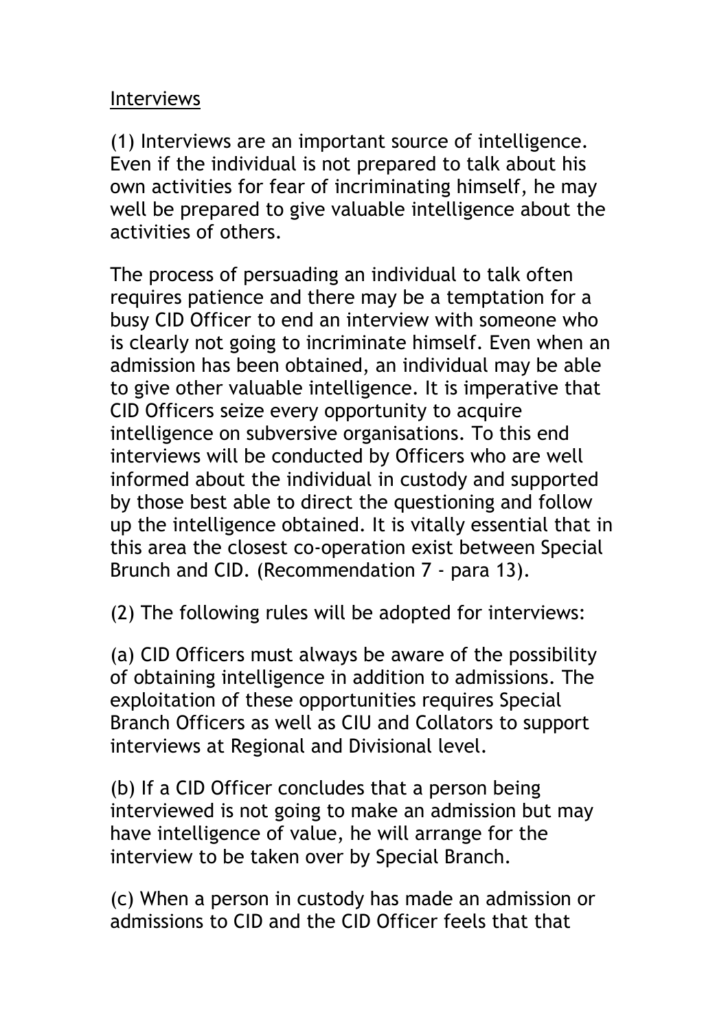Interviews

(1) Interviews are an important source of intelligence. Even if the individual is not prepared to talk about his own activities for fear of incriminating himself, he may well be prepared to give valuable intelligence about the activities of others.

The process of persuading an individual to talk often requires patience and there may be a temptation for a busy CID Officer to end an interview with someone who is clearly not going to incriminate himself. Even when an admission has been obtained, an individual may be able to give other valuable intelligence. It is imperative that CID Officers seize every opportunity to acquire intelligence on subversive organisations. To this end interviews will be conducted by Officers who are well informed about the individual in custody and supported by those best able to direct the questioning and follow up the intelligence obtained. It is vitally essential that in this area the closest co-operation exist between Special Brunch and CID. (Recommendation 7 - para 13).

(2) The following rules will be adopted for interviews:

(a) CID Officers must always be aware of the possibility of obtaining intelligence in addition to admissions. The exploitation of these opportunities requires Special Branch Officers as well as CIU and Collators to support interviews at Regional and Divisional level.

(b) If a CID Officer concludes that a person being interviewed is not going to make an admission but may have intelligence of value, he will arrange for the interview to be taken over by Special Branch.

(c) When a person in custody has made an admission or admissions to CID and the CID Officer feels that that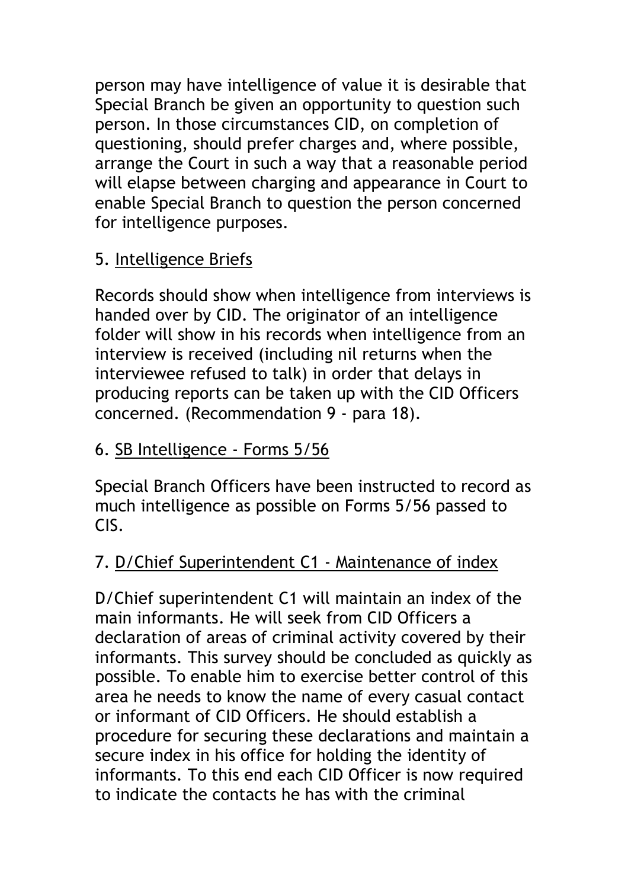person may have intelligence of value it is desirable that Special Branch be given an opportunity to question such person. In those circumstances CID, on completion of questioning, should prefer charges and, where possible, arrange the Court in such a way that a reasonable period will elapse between charging and appearance in Court to enable Special Branch to question the person concerned for intelligence purposes.

5. Intelligence Briefs

Records should show when intelligence from interviews is handed over by CID. The originator of an intelligence folder will show in his records when intelligence from an interview is received (including nil returns when the interviewee refused to talk) in order that delays in producing reports can be taken up with the CID Officers concerned. (Recommendation 9 - para 18).

6. SB Intelligence - Forms 5/56

Special Branch Officers have been instructed to record as much intelligence as possible on Forms 5/56 passed to CIS.

7. D/Chief Superintendent C1 - Maintenance of index

D/Chief superintendent C1 will maintain an index of the main informants. He will seek from CID Officers a declaration of areas of criminal activity covered by their informants. This survey should be concluded as quickly as possible. To enable him to exercise better control of this area he needs to know the name of every casual contact or informant of CID Officers. He should establish a procedure for securing these declarations and maintain a secure index in his office for holding the identity of informants. To this end each CID Officer is now required to indicate the contacts he has with the criminal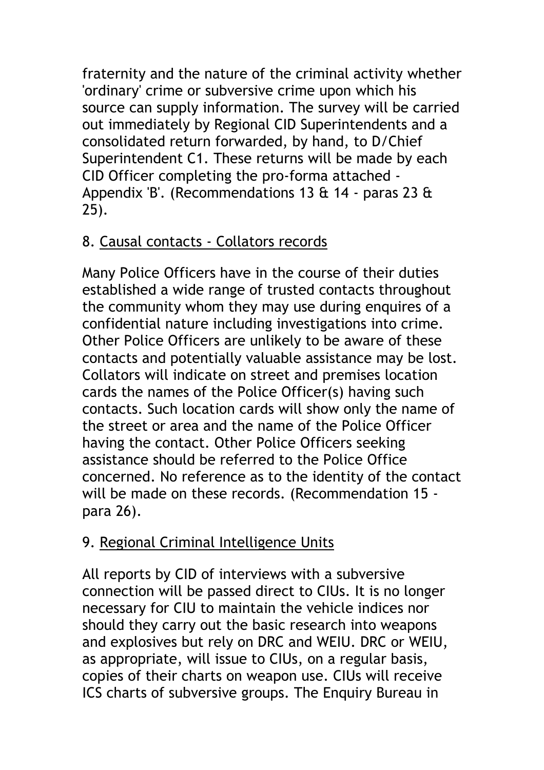fraternity and the nature of the criminal activity whether 'ordinary' crime or subversive crime upon which his source can supply information. The survey will be carried out immediately by Regional CID Superintendents and a consolidated return forwarded, by hand, to D/Chief Superintendent C1. These returns will be made by each CID Officer completing the pro-forma attached - Appendix 'B'. (Recommendations 13 & 14 - paras 23 & 25).

8. <u>Causal contacts - Collators records</u>

Many Police Officers have in the course of their duties established a wide range of trusted contacts throughout the community whom they may use during enquires of a confidential nature including investigations into crime. Other Police Officers are unlikely to be aware of these contacts and potentially valuable assistance may be lost. Collators will indicate on street and premises location cards the names of the Police Officer(s) having such contacts. Such location cards will show only the name of the street or area and the name of the Police Officer having the contact. Other Police Officers seeking assistance should be referred to the Police Office concerned. No reference as to the identity of the contact will be made on these records. (Recommendation 15 - para 26).

9. <u>Regional Criminal Intelligence Units</u>

All reports by CID of interviews with a subversive connection will be passed direct to CIUs. It is no longer necessary for CIU to maintain the vehicle indices nor should they carry out the basic research into weapons and explosives but rely on DRC and WEIU. DRC or WEIU, as appropriate, will issue to CIUs, on a regular basis, copies of their charts on weapon use. CIUs will receive ICS charts of subversive groups. The Enquiry Bureau in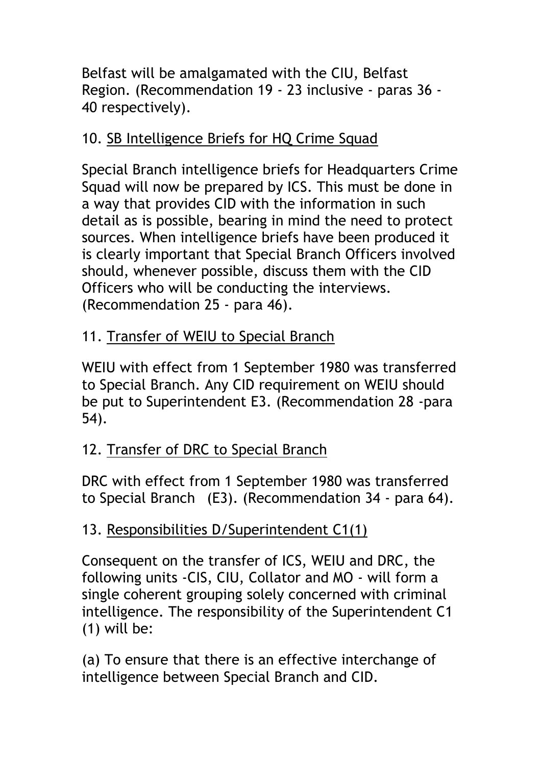Belfast will be amalgamated with the CIU, Belfast Region. (Recommendation 19 - 23 inclusive - paras 36 - 40 respectively).

10. <u>SB Intelligence Briefs for HQ Crime Squad</u>

Special Branch intelligence briefs for Headquarters Crime Squad will now be prepared by ICS. This must be done in a way that provides CID with the information in such detail as is possible, bearing in mind the need to protect sources. When intelligence briefs have been produced it is clearly important that Special Branch Officers involved should, whenever possible, discuss them with the CID Officers who will be conducting the interviews. (Recommendation 25 - para 46).

11. <u>Transfer of WEIU to Special Branch</u>

WEIU with effect from 1 September 1980 was transferred to Special Branch. Any CID requirement on WEIU should be put to Superintendent E3. (Recommendation 28 -para 54).

12. <u>Transfer of DRC to Special Branch</u>

DRC with effect from 1 September 1980 was transferred to Special Branch (E3). (Recommendation 34 - para 64).

13. <u>Responsibilities D/Superintendent C1(1)</u>

Consequent on the transfer of ICS, WEIU and DRC, the following units -CIS, CIU, Collator and MO - will form a single coherent grouping solely concerned with criminal intelligence. The responsibility of the Superintendent C1 (1) will be:

(a) To ensure that there is an effective interchange of intelligence between Special Branch and CID.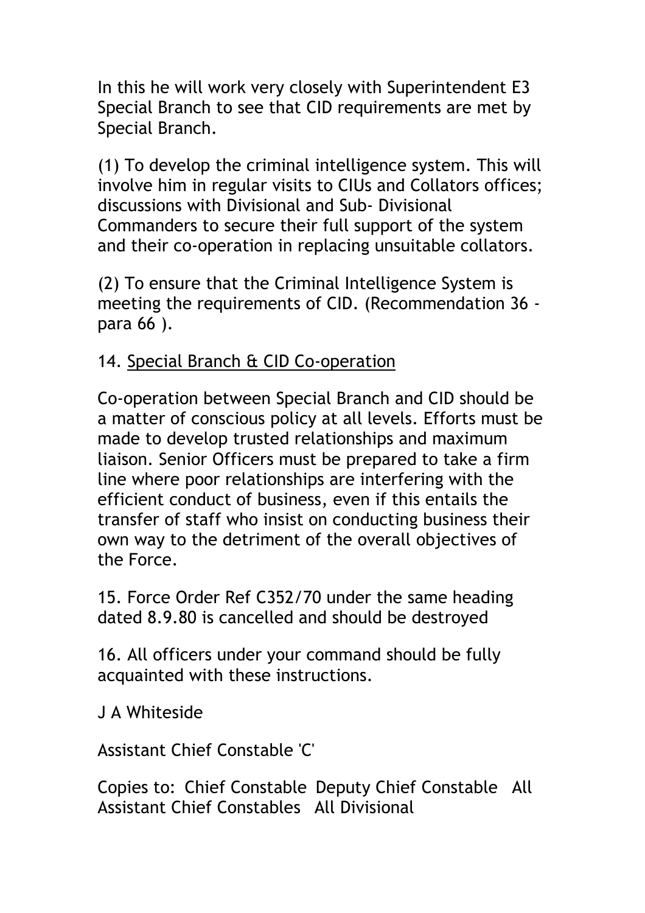In this he will work very closely with Superintendent E3 Special Branch to see that CID requirements are met by Special Branch.

(1) To develop the criminal intelligence system. This will involve him in regular visits to CIUs and Collators offices; discussions with Divisional and Sub- Divisional Commanders to secure their full support of the system and their co-operation in replacing unsuitable collators.

(2) To ensure that the Criminal Intelligence System is meeting the requirements of CID. (Recommendation 36 - para 66 ).

14. <u>Special Branch & CID Co-operation</u>

Co-operation between Special Branch and CID should be a matter of conscious policy at all levels. Efforts must be made to develop trusted relationships and maximum liaison. Senior Officers must be prepared to take a firm line where poor relationships are interfering with the efficient conduct of business, even if this entails the transfer of staff who insist on conducting business their own way to the detriment of the overall objectives of the Force.

15. Force Order Ref C352/70 under the same heading dated 8.9.80 is cancelled and should be destroyed

16. All officers under your command should be fully acquainted with these instructions.

J A Whiteside

Assistant Chief Constable 'C'

Copies to: Chief Constable Deputy Chief Constable All Assistant Chief Constables All Divisional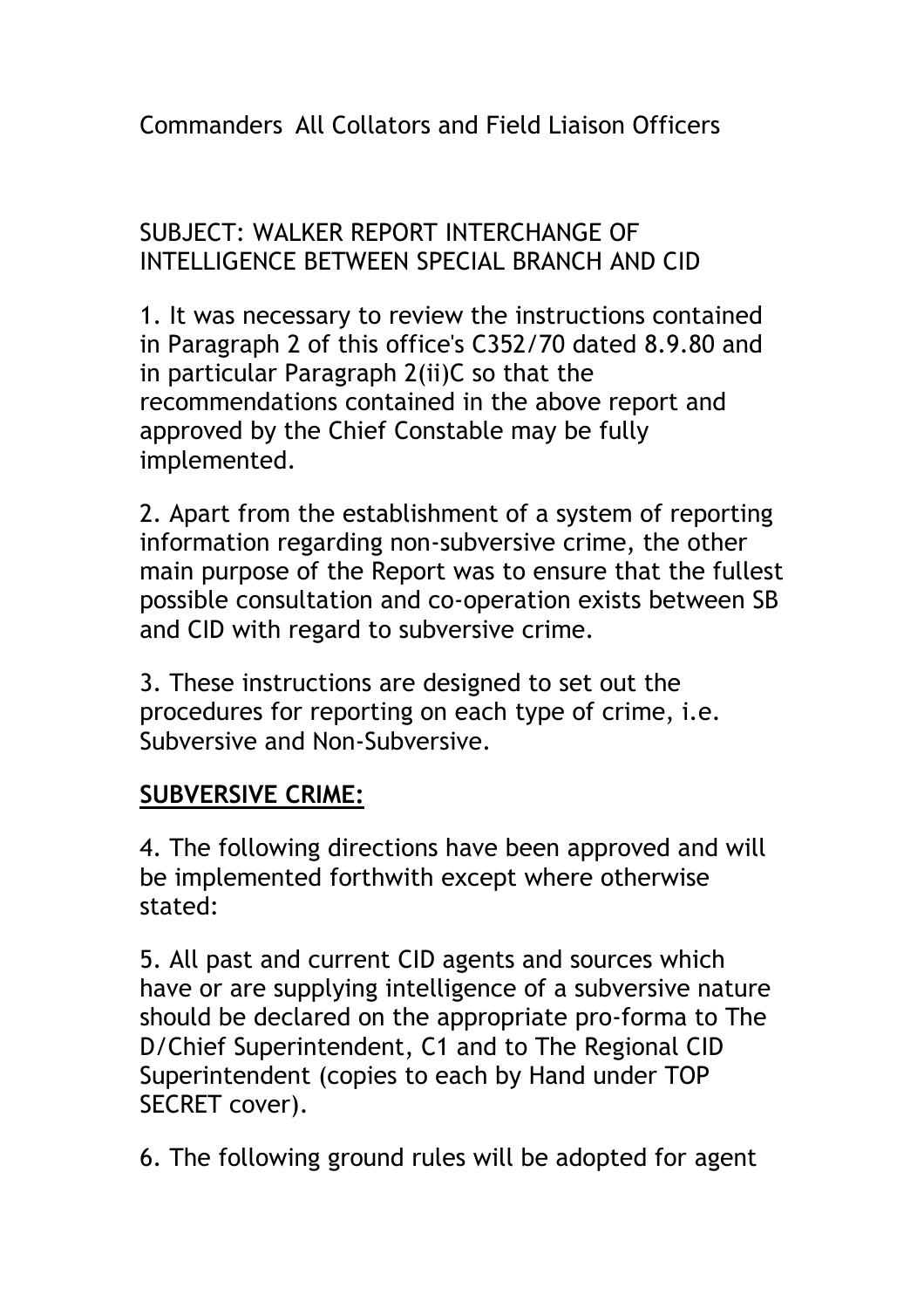Commanders All Collators and Field Liaison Officers

SUBJECT: WALKER REPORT INTERCHANGE OF INTELLIGENCE BETWEEN SPECIAL BRANCH AND CID

1. It was necessary to review the instructions contained in Paragraph 2 of this office's C352/70 dated 8.9.80 and in particular Paragraph 2(ii)C so that the recommendations contained in the above report and approved by the Chief Constable may be fully implemented.

2. Apart from the establishment of a system of reporting information regarding non-subversive crime, the other main purpose of the Report was to ensure that the fullest possible consultation and co-operation exists between SB and CID with regard to subversive crime.

3. These instructions are designed to set out the procedures for reporting on each type of crime, i.e. Subversive and Non-Subversive.

**SUBVERSIVE CRIME:**

4. The following directions have been approved and will be implemented forthwith except where otherwise stated:

5. All past and current CID agents and sources which have or are supplying intelligence of a subversive nature should be declared on the appropriate pro-forma to The D/Chief Superintendent, C1 and to The Regional CID Superintendent (copies to each by Hand under TOP SECRET cover).

6. The following ground rules will be adopted for agent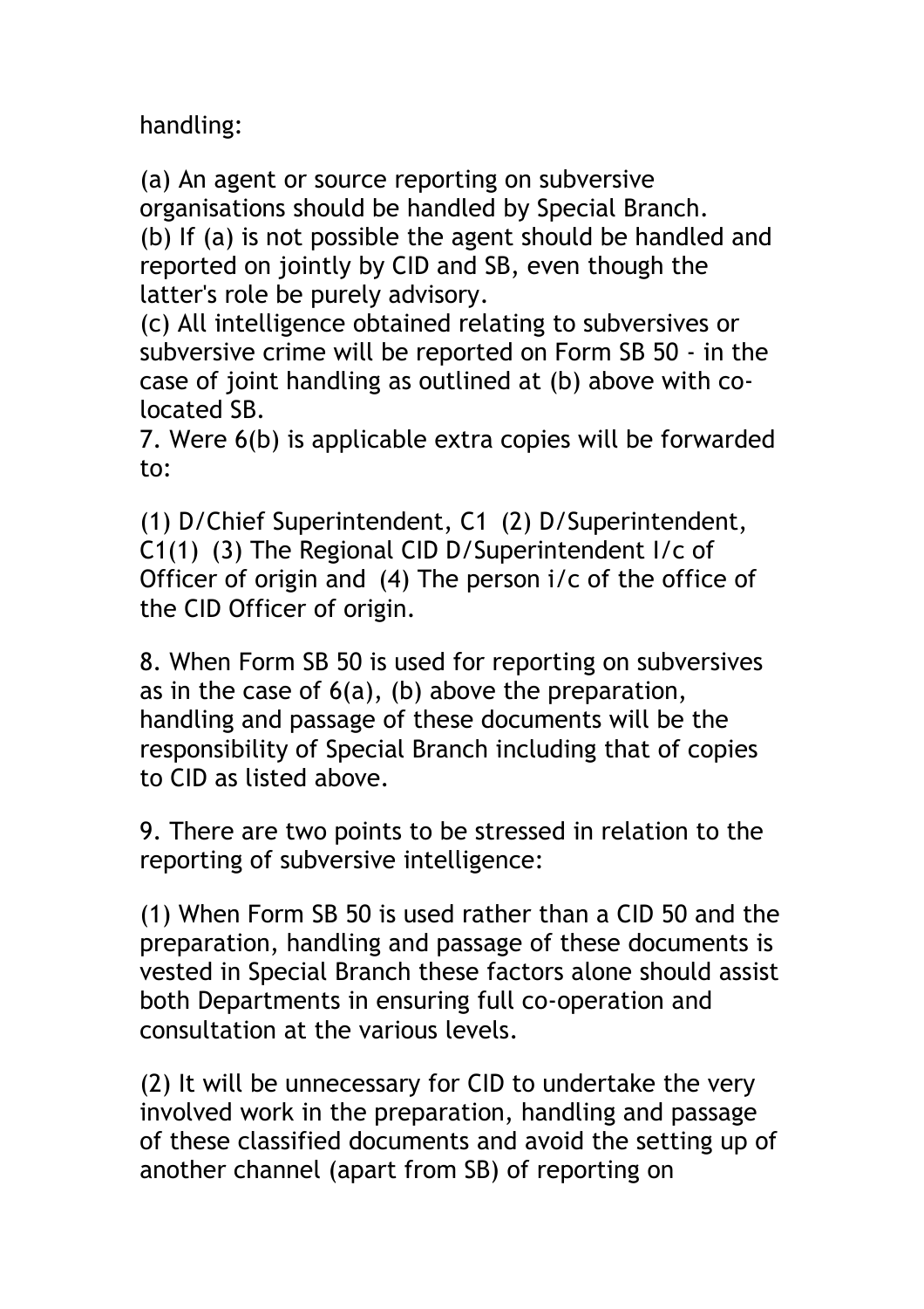handling:

(a) An agent or source reporting on subversive organisations should be handled by Special Branch.
(b) If (a) is not possible the agent should be handled and reported on jointly by CID and SB, even though the latter's role be purely advisory.
(c) All intelligence obtained relating to subversives or subversive crime will be reported on Form SB 50 - in the case of joint handling as outlined at (b) above with co-located SB.

7. Were 6(b) is applicable extra copies will be forwarded to:

(1) D/Chief Superintendent, C1 (2) D/Superintendent, C1(1) (3) The Regional CID D/Superintendent I/c of Officer of origin and (4) The person i/c of the office of the CID Officer of origin.

8. When Form SB 50 is used for reporting on subversives as in the case of 6(a), (b) above the preparation, handling and passage of these documents will be the responsibility of Special Branch including that of copies to CID as listed above.

9. There are two points to be stressed in relation to the reporting of subversive intelligence:

(1) When Form SB 50 is used rather than a CID 50 and the preparation, handling and passage of these documents is vested in Special Branch these factors alone should assist both Departments in ensuring full co-operation and consultation at the various levels.

(2) It will be unnecessary for CID to undertake the very involved work in the preparation, handling and passage of these classified documents and avoid the setting up of another channel (apart from SB) of reporting on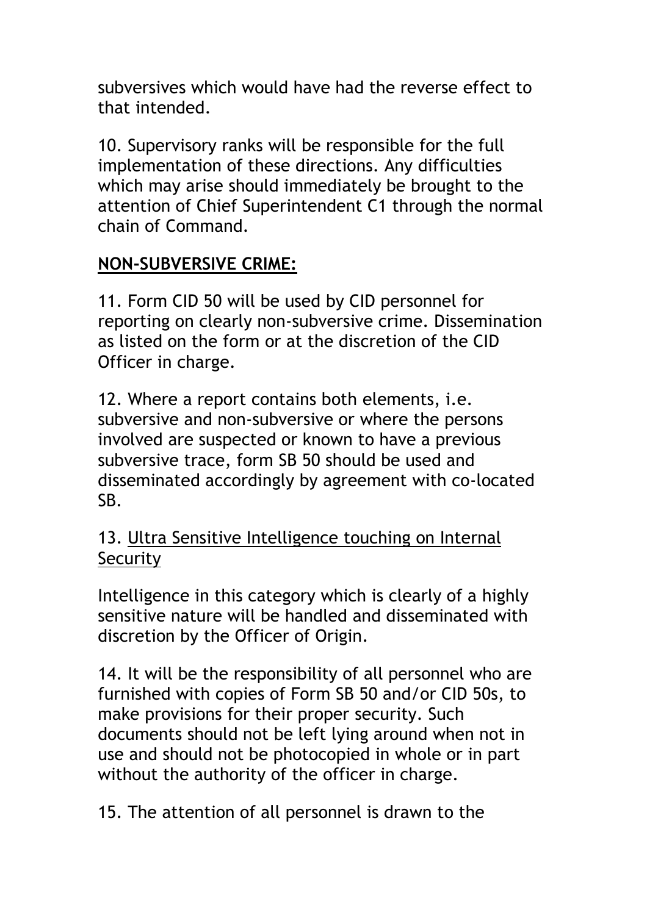subversives which would have had the reverse effect to that intended.

10. Supervisory ranks will be responsible for the full implementation of these directions. Any difficulties which may arise should immediately be brought to the attention of Chief Superintendent C1 through the normal chain of Command.

**NON-SUBVERSIVE CRIME:**

11. Form CID 50 will be used by CID personnel for reporting on clearly non-subversive crime. Dissemination as listed on the form or at the discretion of the CID Officer in charge.

12. Where a report contains both elements, i.e. subversive and non-subversive or where the persons involved are suspected or known to have a previous subversive trace, form SB 50 should be used and disseminated accordingly by agreement with co-located SB.

13. Ultra Sensitive Intelligence touching on Internal Security

Intelligence in this category which is clearly of a highly sensitive nature will be handled and disseminated with discretion by the Officer of Origin.

14. It will be the responsibility of all personnel who are furnished with copies of Form SB 50 and/or CID 50s, to make provisions for their proper security. Such documents should not be left lying around when not in use and should not be photocopied in whole or in part without the authority of the officer in charge.

15. The attention of all personnel is drawn to the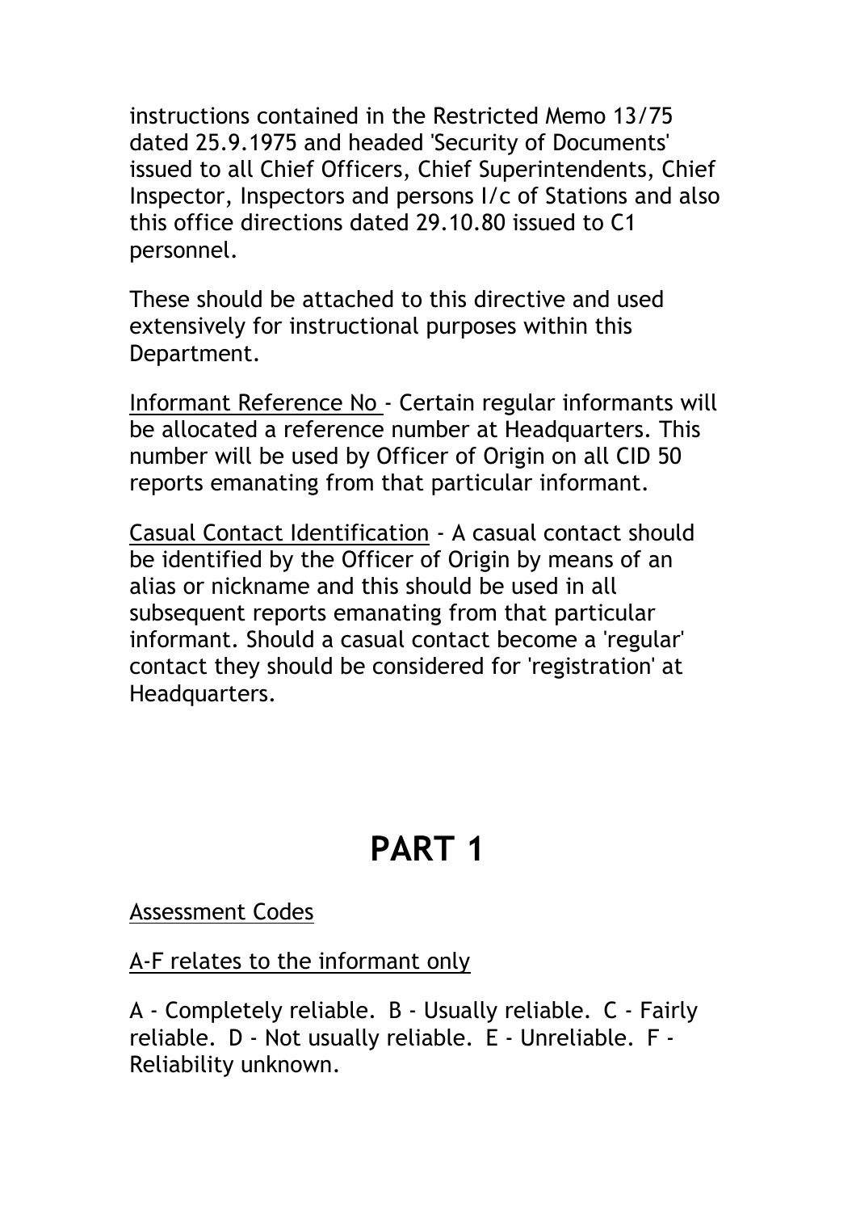instructions contained in the Restricted Memo 13/75 dated 25.9.1975 and headed 'Security of Documents' issued to all Chief Officers, Chief Superintendents, Chief Inspector, Inspectors and persons I/c of Stations and also this office directions dated 29.10.80 issued to C1 personnel.

These should be attached to this directive and used extensively for instructional purposes within this Department.

Informant Reference No - Certain regular informants will be allocated a reference number at Headquarters. This number will be used by Officer of Origin on all CID 50 reports emanating from that particular informant.

Casual Contact Identification - A casual contact should be identified by the Officer of Origin by means of an alias or nickname and this should be used in all subsequent reports emanating from that particular informant. Should a casual contact become a 'regular' contact they should be considered for 'registration' at Headquarters.

# PART 1

Assessment Codes

A-F relates to the informant only

A - Completely reliable. B - Usually reliable. C - Fairly reliable. D - Not usually reliable. E - Unreliable. F - Reliability unknown.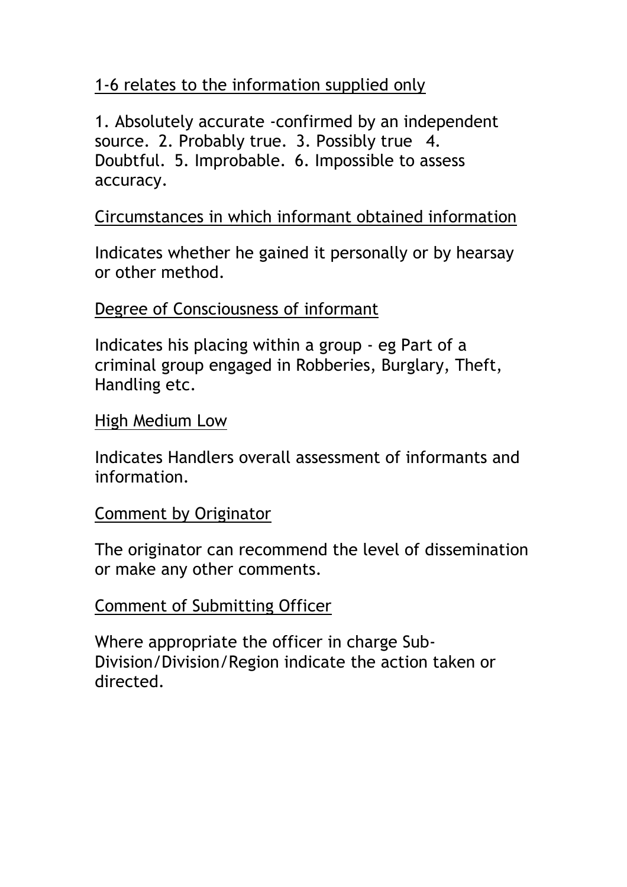<u>1-6 relates to the information supplied only</u>

1. Absolutely accurate -confirmed by an independent source. 2. Probably true. 3. Possibly true 4. Doubtful. 5. Improbable. 6. Impossible to assess accuracy.

<u>Circumstances in which informant obtained information</u>

Indicates whether he gained it personally or by hearsay or other method.

<u>Degree of Consciousness of informant</u>

Indicates his placing within a group - eg Part of a criminal group engaged in Robberies, Burglary, Theft, Handling etc.

<u>High Medium Low</u>

Indicates Handlers overall assessment of informants and information.

<u>Comment by Originator</u>

The originator can recommend the level of dissemination or make any other comments.

<u>Comment of Submitting Officer</u>

Where appropriate the officer in charge Sub-Division/Division/Region indicate the action taken or directed.